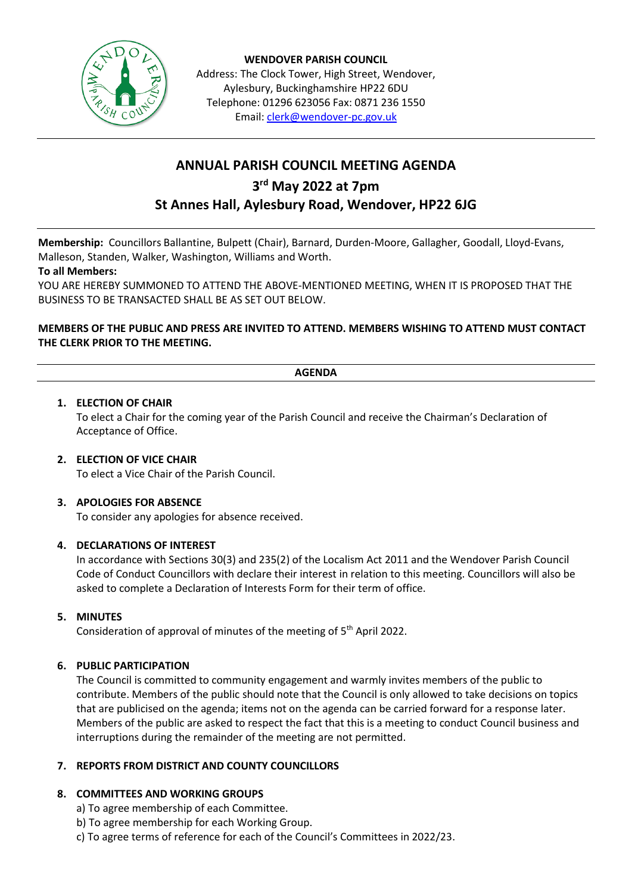**WENDOVER PARISH COUNCIL**
Address: The Clock Tower, High Street, Wendover, Aylesbury, Buckinghamshire HP22 6DU
Telephone: 01296 623056 Fax: 0871 236 1550
Email: clerk@wendover-pc.gov.uk

# ANNUAL PARISH COUNCIL MEETING AGENDA

## 3rd May 2022 at 7pm

## St Annes Hall, Aylesbury Road, Wendover, HP22 6JG

**Membership:** Councillors Ballantine, Bulpett (Chair), Barnard, Durden-Moore, Gallagher, Goodall, Lloyd-Evans, Malleson, Standen, Walker, Washington, Williams and Worth.

**To all Members:**

YOU ARE HEREBY SUMMONED TO ATTEND THE ABOVE-MENTIONED MEETING, WHEN IT IS PROPOSED THAT THE BUSINESS TO BE TRANSACTED SHALL BE AS SET OUT BELOW.

**MEMBERS OF THE PUBLIC AND PRESS ARE INVITED TO ATTEND. MEMBERS WISHING TO ATTEND MUST CONTACT THE CLERK PRIOR TO THE MEETING.**

**AGENDA**

1. **ELECTION OF CHAIR**
   To elect a Chair for the coming year of the Parish Council and receive the Chairman's Declaration of Acceptance of Office.

2. **ELECTION OF VICE CHAIR**
   To elect a Vice Chair of the Parish Council.

3. **APOLOGIES FOR ABSENCE**
   To consider any apologies for absence received.

4. **DECLARATIONS OF INTEREST**
   In accordance with Sections 30(3) and 235(2) of the Localism Act 2011 and the Wendover Parish Council Code of Conduct Councillors with declare their interest in relation to this meeting. Councillors will also be asked to complete a Declaration of Interests Form for their term of office.

5. **MINUTES**
   Consideration of approval of minutes of the meeting of 5th April 2022.

6. **PUBLIC PARTICIPATION**
   The Council is committed to community engagement and warmly invites members of the public to contribute. Members of the public should note that the Council is only allowed to take decisions on topics that are publicised on the agenda; items not on the agenda can be carried forward for a response later. Members of the public are asked to respect the fact that this is a meeting to conduct Council business and interruptions during the remainder of the meeting are not permitted.

7. **REPORTS FROM DISTRICT AND COUNTY COUNCILLORS**

8. **COMMITTEES AND WORKING GROUPS**
   a) To agree membership of each Committee.
   b) To agree membership for each Working Group.
   c) To agree terms of reference for each of the Council's Committees in 2022/23.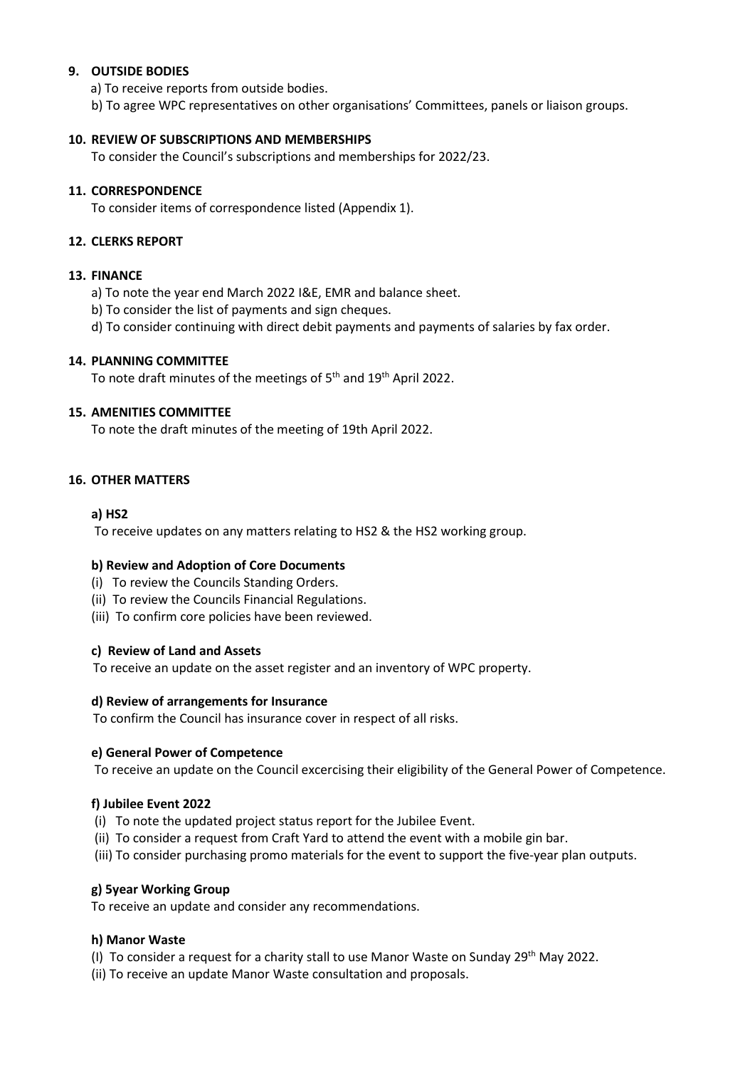**9. OUTSIDE BODIES**

a) To receive reports from outside bodies.

b) To agree WPC representatives on other organisations' Committees, panels or liaison groups.

**10. REVIEW OF SUBSCRIPTIONS AND MEMBERSHIPS**

To consider the Council's subscriptions and memberships for 2022/23.

**11. CORRESPONDENCE**

To consider items of correspondence listed (Appendix 1).

**12. CLERKS REPORT**

**13. FINANCE**

a) To note the year end March 2022 I&E, EMR and balance sheet.

b) To consider the list of payments and sign cheques.

d) To consider continuing with direct debit payments and payments of salaries by fax order.

**14. PLANNING COMMITTEE**

To note draft minutes of the meetings of 5th and 19th April 2022.

**15. AMENITIES COMMITTEE**

To note the draft minutes of the meeting of 19th April 2022.

**16. OTHER MATTERS**

**a) HS2**

To receive updates on any matters relating to HS2 & the HS2 working group.

**b) Review and Adoption of Core Documents**

(i) To review the Councils Standing Orders.

(ii) To review the Councils Financial Regulations.

(iii) To confirm core policies have been reviewed.

**c) Review of Land and Assets**

To receive an update on the asset register and an inventory of WPC property.

**d) Review of arrangements for Insurance**

To confirm the Council has insurance cover in respect of all risks.

**e) General Power of Competence**

To receive an update on the Council excercising their eligibility of the General Power of Competence.

**f) Jubilee Event 2022**

(i) To note the updated project status report for the Jubilee Event.

(ii) To consider a request from Craft Yard to attend the event with a mobile gin bar.

(iii) To consider purchasing promo materials for the event to support the five-year plan outputs.

**g) 5year Working Group**

To receive an update and consider any recommendations.

**h) Manor Waste**

(I) To consider a request for a charity stall to use Manor Waste on Sunday 29th May 2022.

(ii) To receive an update Manor Waste consultation and proposals.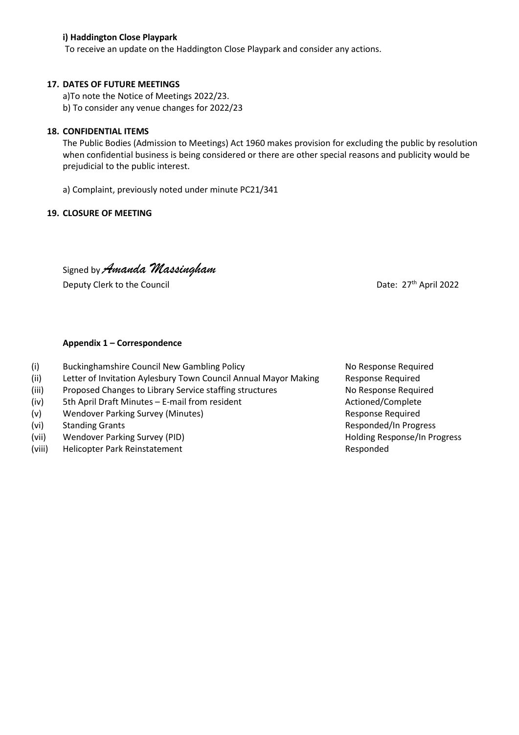**i) Haddington Close Playpark**

To receive an update on the Haddington Close Playpark and consider any actions.

**17. DATES OF FUTURE MEETINGS**

a)To note the Notice of Meetings 2022/23.
b) To consider any venue changes for 2022/23

**18. CONFIDENTIAL ITEMS**

The Public Bodies (Admission to Meetings) Act 1960 makes provision for excluding the public by resolution when confidential business is being considered or there are other special reasons and publicity would be prejudicial to the public interest.

a) Complaint, previously noted under minute PC21/341

**19. CLOSURE OF MEETING**

Signed by *Amanda Massingham*

Deputy Clerk to the Council

Date: 27th April 2022

**Appendix 1 – Correspondence**

| | | |
|---|---|---|
| (i) | Buckinghamshire Council New Gambling Policy | No Response Required |
| (ii) | Letter of Invitation Aylesbury Town Council Annual Mayor Making | Response Required |
| (iii) | Proposed Changes to Library Service staffing structures | No Response Required |
| (iv) | 5th April Draft Minutes – E-mail from resident | Actioned/Complete |
| (v) | Wendover Parking Survey (Minutes) | Response Required |
| (vi) | Standing Grants | Responded/In Progress |
| (vii) | Wendover Parking Survey (PID) | Holding Response/In Progress |
| (viii) | Helicopter Park Reinstatement | Responded |